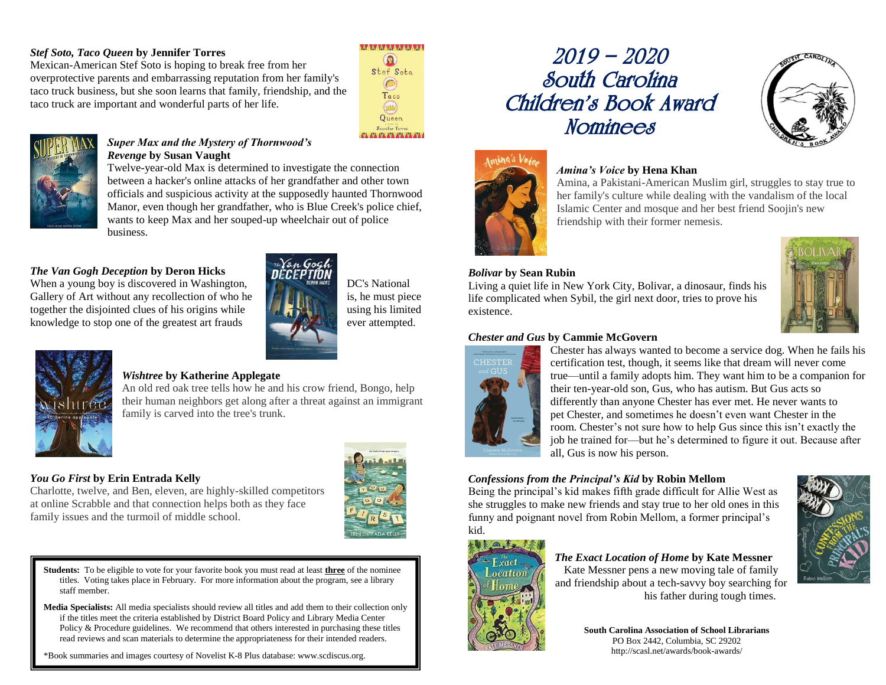# 2019 – 2020 South Carolina Children's Book Award Nominees

***Stef Soto, Taco Queen*** **by Jennifer Torres**
Mexican-American Stef Soto is hoping to break free from her overprotective parents and embarrassing reputation from her family's taco truck business, but she soon learns that family, friendship, and the taco truck are important and wonderful parts of her life.

***Super Max and the Mystery of Thornwood's Revenge*** **by Susan Vaught**
Twelve-year-old Max is determined to investigate the connection between a hacker's online attacks of her grandfather and other town officials and suspicious activity at the supposedly haunted Thornwood Manor, even though her grandfather, who is Blue Creek's police chief, wants to keep Max and her souped-up wheelchair out of police business.

***The Van Gogh Deception*** **by Deron Hicks**
When a young boy is discovered in Washington, DC's National Gallery of Art without any recollection of who he is, he must piece together the disjointed clues of his origins while using his limited knowledge to stop one of the greatest art frauds ever attempted.

***Wishtree*** **by Katherine Applegate**
An old red oak tree tells how he and his crow friend, Bongo, help their human neighbors get along after a threat against an immigrant family is carved into the tree's trunk.

***You Go First*** **by Erin Entrada Kelly**
Charlotte, twelve, and Ben, eleven, are highly-skilled competitors at online Scrabble and that connection helps both as they face family issues and the turmoil of middle school.

**Students:** To be eligible to vote for your favorite book you must read at least **three** of the nominee titles. Voting takes place in February. For more information about the program, see a library staff member.

**Media Specialists:** All media specialists should review all titles and add them to their collection only if the titles meet the criteria established by District Board Policy and Library Media Center Policy & Procedure guidelines. We recommend that others interested in purchasing these titles read reviews and scan materials to determine the appropriateness for their intended readers.

*Book summaries and images courtesy of Novelist K-8 Plus database: www.scdiscus.org.

***Amina's Voice*** **by Hena Khan**
Amina, a Pakistani-American Muslim girl, struggles to stay true to her family's culture while dealing with the vandalism of the local Islamic Center and mosque and her best friend Soojin's new friendship with their former nemesis.

***Bolivar*** **by Sean Rubin**
Living a quiet life in New York City, Bolivar, a dinosaur, finds his life complicated when Sybil, the girl next door, tries to prove his existence.

***Chester and Gus*** **by Cammie McGovern**
Chester has always wanted to become a service dog. When he fails his certification test, though, it seems like that dream will never come true—until a family adopts him. They want him to be a companion for their ten-year-old son, Gus, who has autism. But Gus acts so differently than anyone Chester has ever met. He never wants to pet Chester, and sometimes he doesn't even want Chester in the room. Chester's not sure how to help Gus since this isn't exactly the job he trained for—but he's determined to figure it out. Because after all, Gus is now his person.

***Confessions from the Principal's Kid*** **by Robin Mellom**
Being the principal's kid makes fifth grade difficult for Allie West as she struggles to make new friends and stay true to her old ones in this funny and poignant novel from Robin Mellom, a former principal's kid.

***The Exact Location of Home*** **by Kate Messner**
Kate Messner pens a new moving tale of family and friendship about a tech-savvy boy searching for his father during tough times.

**South Carolina Association of School Librarians**
PO Box 2442, Columbia, SC 29202
http://scasl.net/awards/book-awards/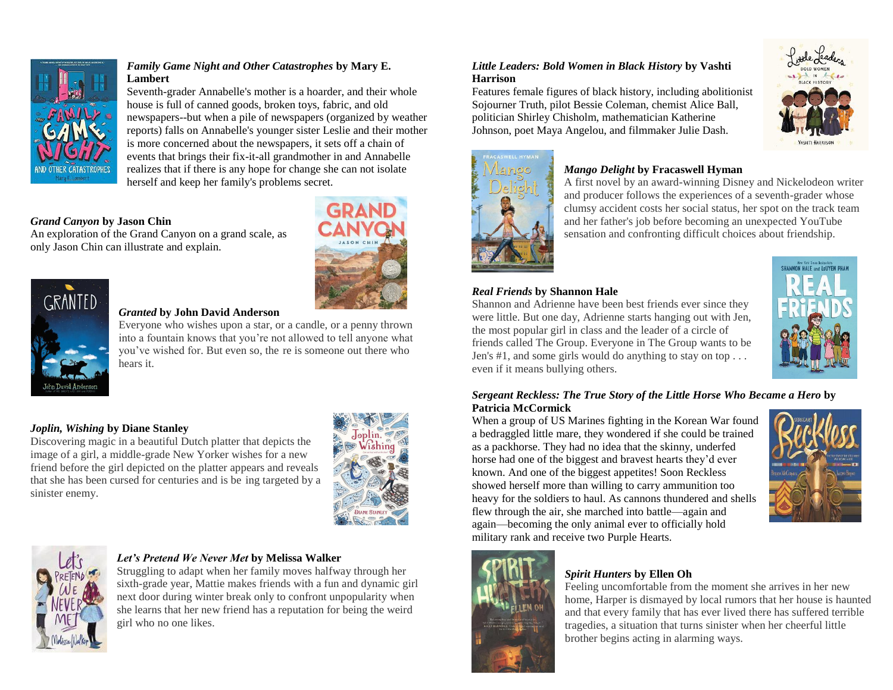***Family Game Night and Other Catastrophes*** **by Mary E. Lambert**
Seventh-grader Annabelle's mother is a hoarder, and their whole house is full of canned goods, broken toys, fabric, and old newspapers--but when a pile of newspapers (organized by weather reports) falls on Annabelle's younger sister Leslie and their mother is more concerned about the newspapers, it sets off a chain of events that brings their fix-it-all grandmother in and Annabelle realizes that if there is any hope for change she can not isolate herself and keep her family's problems secret.

***Grand Canyon*** **by Jason Chin**
An exploration of the Grand Canyon on a grand scale, as only Jason Chin can illustrate and explain.

***Granted*** **by John David Anderson**
Everyone who wishes upon a star, or a candle, or a penny thrown into a fountain knows that you're not allowed to tell anyone what you've wished for. But even so, the re is someone out there who hears it.

***Joplin, Wishing*** **by Diane Stanley**
Discovering magic in a beautiful Dutch platter that depicts the image of a girl, a middle-grade New Yorker wishes for a new friend before the girl depicted on the platter appears and reveals that she has been cursed for centuries and is be ing targeted by a sinister enemy.

***Let's Pretend We Never Met*** **by Melissa Walker**
Struggling to adapt when her family moves halfway through her sixth-grade year, Mattie makes friends with a fun and dynamic girl next door during winter break only to confront unpopularity when she learns that her new friend has a reputation for being the weird girl who no one likes.

***Little Leaders: Bold Women in Black History*** **by Vashti Harrison**
Features female figures of black history, including abolitionist Sojourner Truth, pilot Bessie Coleman, chemist Alice Ball, politician Shirley Chisholm, mathematician Katherine Johnson, poet Maya Angelou, and filmmaker Julie Dash.

***Mango Delight*** **by Fracaswell Hyman**
A first novel by an award-winning Disney and Nickelodeon writer and producer follows the experiences of a seventh-grader whose clumsy accident costs her social status, her spot on the track team and her father's job before becoming an unexpected YouTube sensation and confronting difficult choices about friendship.

***Real Friends*** **by Shannon Hale**
Shannon and Adrienne have been best friends ever since they were little. But one day, Adrienne starts hanging out with Jen, the most popular girl in class and the leader of a circle of friends called The Group. Everyone in The Group wants to be Jen's #1, and some girls would do anything to stay on top . . . even if it means bullying others.

***Sergeant Reckless: The True Story of the Little Horse Who Became a Hero*** **by Patricia McCormick**
When a group of US Marines fighting in the Korean War found a bedraggled little mare, they wondered if she could be trained as a packhorse. They had no idea that the skinny, underfed horse had one of the biggest and bravest hearts they'd ever known. And one of the biggest appetites! Soon Reckless showed herself more than willing to carry ammunition too heavy for the soldiers to haul. As cannons thundered and shells flew through the air, she marched into battle—again and again—becoming the only animal ever to officially hold military rank and receive two Purple Hearts.

***Spirit Hunters*** **by Ellen Oh**
Feeling uncomfortable from the moment she arrives in her new home, Harper is dismayed by local rumors that her house is haunted and that every family that has ever lived there has suffered terrible tragedies, a situation that turns sinister when her cheerful little brother begins acting in alarming ways.